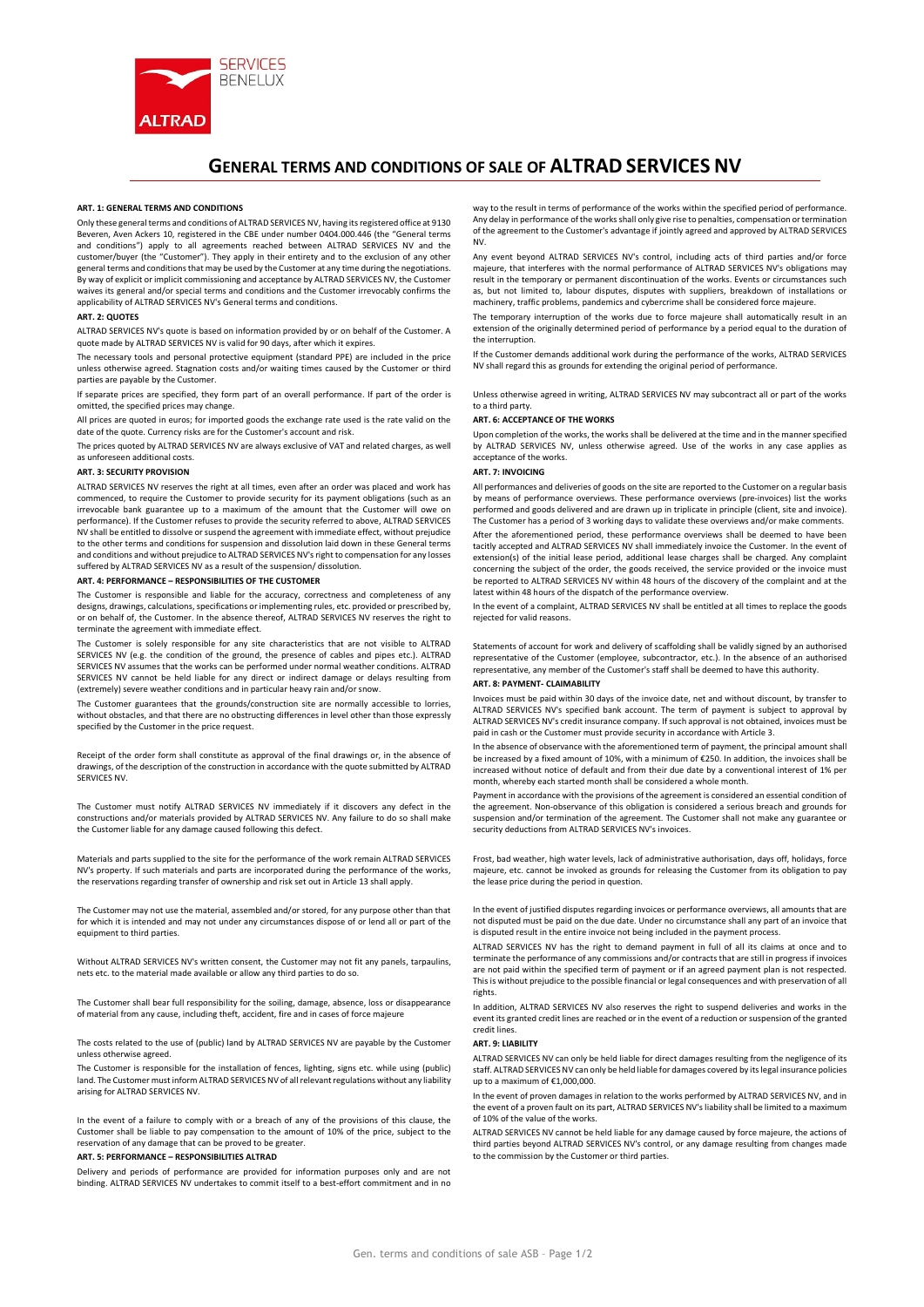# GENERAL TERMS AND CONDITIONS OF SALE OF ALTRAD SERVICES NV

**ART. 1: GENERAL TERMS AND CONDITIONS**

Only these general terms and conditions of ALTRAD SERVICES NV, having its registered office at 9130 Beveren, Aven Ackers 10, registered in the CBE under number 0404.000.446 (the "General terms and conditions") apply to all agreements reached between ALTRAD SERVICES NV and the customer/buyer (the "Customer"). They apply in their entirety and to the exclusion of any other general terms and conditions that may be used by the Customer at any time during the negotiations. By way of explicit or implicit commissioning and acceptance by ALTRAD SERVICES NV, the Customer waives its general and/or special terms and conditions and the Customer irrevocably confirms the applicability of ALTRAD SERVICES NV's General terms and conditions.

**ART. 2: QUOTES**

ALTRAD SERVICES NV's quote is based on information provided by or on behalf of the Customer. A quote made by ALTRAD SERVICES NV is valid for 90 days, after which it expires.

The necessary tools and personal protective equipment (standard PPE) are included in the price unless otherwise agreed. Stagnation costs and/or waiting times caused by the Customer or third parties are payable by the Customer.

If separate prices are specified, they form part of an overall performance. If part of the order is omitted, the specified prices may change.

All prices are quoted in euros; for imported goods the exchange rate used is the rate valid on the date of the quote. Currency risks are for the Customer's account and risk.

The prices quoted by ALTRAD SERVICES NV are always exclusive of VAT and related charges, as well as unforeseen additional costs.

**ART. 3: SECURITY PROVISION**

ALTRAD SERVICES NV reserves the right at all times, even after an order was placed and work has commenced, to require the Customer to provide security for its payment obligations (such as an irrevocable bank guarantee up to a maximum of the amount that the Customer will owe on performance). If the Customer refuses to provide the security referred to above, ALTRAD SERVICES NV shall be entitled to dissolve or suspend the agreement with immediate effect, without prejudice to the other terms and conditions for suspension and dissolution laid down in these General terms and conditions and without prejudice to ALTRAD SERVICES NV's right to compensation for any losses suffered by ALTRAD SERVICES NV as a result of the suspension/ dissolution.

**ART. 4: PERFORMANCE – RESPONSIBILITIES OF THE CUSTOMER**

The Customer is responsible and liable for the accuracy, correctness and completeness of any designs, drawings, calculations, specifications or implementing rules, etc. provided or prescribed by, or on behalf of, the Customer. In the absence thereof, ALTRAD SERVICES NV reserves the right to terminate the agreement with immediate effect.

The Customer is solely responsible for any site characteristics that are not visible to ALTRAD SERVICES NV (e.g. the condition of the ground, the presence of cables and pipes etc.). ALTRAD SERVICES NV assumes that the works can be performed under normal weather conditions. ALTRAD SERVICES NV cannot be held liable for any direct or indirect damage or delays resulting from (extremely) severe weather conditions and in particular heavy rain and/or snow.

The Customer guarantees that the grounds/construction site are normally accessible to lorries, without obstacles, and that there are no obstructing differences in level other than those expressly specified by the Customer in the price request.

Receipt of the order form shall constitute as approval of the final drawings or, in the absence of drawings, of the description of the construction in accordance with the quote submitted by ALTRAD SERVICES NV.

The Customer must notify ALTRAD SERVICES NV immediately if it discovers any defect in the constructions and/or materials provided by ALTRAD SERVICES NV. Any failure to do so shall make the Customer liable for any damage caused following this defect.

Materials and parts supplied to the site for the performance of the work remain ALTRAD SERVICES NV's property. If such materials and parts are incorporated during the performance of the works, the reservations regarding transfer of ownership and risk set out in Article 13 shall apply.

The Customer may not use the material, assembled and/or stored, for any purpose other than that for which it is intended and may not under any circumstances dispose of or lend all or part of the equipment to third parties.

Without ALTRAD SERVICES NV's written consent, the Customer may not fit any panels, tarpaulins, nets etc. to the material made available or allow any third parties to do so.

The Customer shall bear full responsibility for the soiling, damage, absence, loss or disappearance of material from any cause, including theft, accident, fire and in cases of force majeure

The costs related to the use of (public) land by ALTRAD SERVICES NV are payable by the Customer unless otherwise agreed.

The Customer is responsible for the installation of fences, lighting, signs etc. while using (public) land. The Customer must inform ALTRAD SERVICES NV of all relevant regulations without any liability arising for ALTRAD SERVICES NV.

In the event of a failure to comply with or a breach of any of the provisions of this clause, the Customer shall be liable to pay compensation to the amount of 10% of the price, subject to the reservation of any damage that can be proved to be greater.

**ART. 5: PERFORMANCE – RESPONSIBILITIES ALTRAD**

Delivery and periods of performance are provided for information purposes only and are not binding. ALTRAD SERVICES NV undertakes to commit itself to a best-effort commitment and in no way to the result in terms of performance of the works within the specified period of performance. Any delay in performance of the works shall only give rise to penalties, compensation or termination of the agreement to the Customer's advantage if jointly agreed and approved by ALTRAD SERVICES NV.

Any event beyond ALTRAD SERVICES NV's control, including acts of third parties and/or force majeure, that interferes with the normal performance of ALTRAD SERVICES NV's obligations may result in the temporary or permanent discontinuation of the works. Events or circumstances such as, but not limited to, labour disputes, disputes with suppliers, breakdown of installations or machinery, traffic problems, pandemics and cybercrime shall be considered force majeure.

The temporary interruption of the works due to force majeure shall automatically result in an extension of the originally determined period of performance by a period equal to the duration of the interruption.

If the Customer demands additional work during the performance of the works, ALTRAD SERVICES NV shall regard this as grounds for extending the original period of performance.

Unless otherwise agreed in writing, ALTRAD SERVICES NV may subcontract all or part of the works to a third party.

**ART. 6: ACCEPTANCE OF THE WORKS**

Upon completion of the works, the works shall be delivered at the time and in the manner specified by ALTRAD SERVICES NV, unless otherwise agreed. Use of the works in any case applies as acceptance of the works.

**ART. 7: INVOICING**

All performances and deliveries of goods on the site are reported to the Customer on a regular basis by means of performance overviews. These performance overviews (pre-invoices) list the works performed and goods delivered and are drawn up in triplicate in principle (client, site and invoice). The Customer has a period of 3 working days to validate these overviews and/or make comments.

After the aforementioned period, these performance overviews shall be deemed to have been tacitly accepted and ALTRAD SERVICES NV shall immediately invoice the Customer. In the event of extension(s) of the initial lease period, additional lease charges shall be charged. Any complaint concerning the subject of the order, the goods received, the service provided or the invoice must be reported to ALTRAD SERVICES NV within 48 hours of the discovery of the complaint and at the latest within 48 hours of the dispatch of the performance overview.

In the event of a complaint, ALTRAD SERVICES NV shall be entitled at all times to replace the goods rejected for valid reasons.

Statements of account for work and delivery of scaffolding shall be validly signed by an authorised representative of the Customer (employee, subcontractor, etc.). In the absence of an authorised representative, any member of the Customer's staff shall be deemed to have this authority.

**ART. 8: PAYMENT- CLAIMABILITY**

Invoices must be paid within 30 days of the invoice date, net and without discount, by transfer to ALTRAD SERVICES NV's specified bank account. The term of payment is subject to approval by ALTRAD SERVICES NV's credit insurance company. If such approval is not obtained, invoices must be paid in cash or the Customer must provide security in accordance with Article 3.

In the absence of observance with the aforementioned term of payment, the principal amount shall be increased by a fixed amount of 10%, with a minimum of €250. In addition, the invoices shall be increased without notice of default and from their due date by a conventional interest of 1% per month, whereby each started month shall be considered a whole month.

Payment in accordance with the provisions of the agreement is considered an essential condition of the agreement. Non-observance of this obligation is considered a serious breach and grounds for suspension and/or termination of the agreement. The Customer shall not make any guarantee or security deductions from ALTRAD SERVICES NV's invoices.

Frost, bad weather, high water levels, lack of administrative authorisation, days off, holidays, force majeure, etc. cannot be invoked as grounds for releasing the Customer from its obligation to pay the lease price during the period in question.

In the event of justified disputes regarding invoices or performance overviews, all amounts that are not disputed must be paid on the due date. Under no circumstance shall any part of an invoice that is disputed result in the entire invoice not being included in the payment process.

ALTRAD SERVICES NV has the right to demand payment in full of all its claims at once and to terminate the performance of any commissions and/or contracts that are still in progress if invoices are not paid within the specified term of payment or if an agreed payment plan is not respected. This is without prejudice to the possible financial or legal consequences and with preservation of all rights.

In addition, ALTRAD SERVICES NV also reserves the right to suspend deliveries and works in the event its granted credit lines are reached or in the event of a reduction or suspension of the granted credit lines.

**ART. 9: LIABILITY**

ALTRAD SERVICES NV can only be held liable for direct damages resulting from the negligence of its staff. ALTRAD SERVICES NV can only be held liable for damages covered by its legal insurance policies up to a maximum of €1,000,000.

In the event of proven damages in relation to the works performed by ALTRAD SERVICES NV, and in the event of a proven fault on its part, ALTRAD SERVICES NV's liability shall be limited to a maximum of 10% of the value of the works.

ALTRAD SERVICES NV cannot be held liable for any damage caused by force majeure, the actions of third parties beyond ALTRAD SERVICES NV's control, or any damage resulting from changes made to the commission by the Customer or third parties.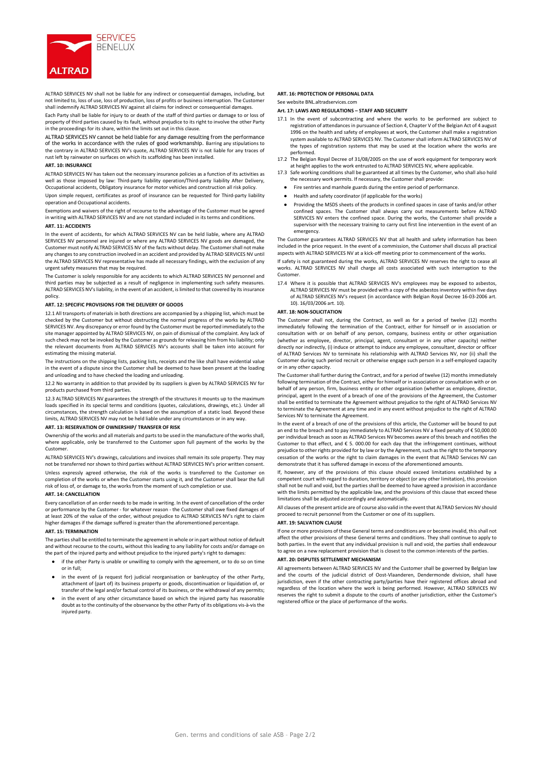ALTRAD SERVICES NV shall not be liable for any indirect or consequential damages, including, but not limited to, loss of use, loss of production, loss of profits or business interruption. The Customer shall indemnify ALTRAD SERVICES NV against all claims for indirect or consequential damages.

Each Party shall be liable for injury to or death of the staff of third parties or damage to or loss of property of third parties caused by its fault, without prejudice to its right to involve the other Party in the proceedings for its share, within the limits set out in this clause.

ALTRAD SERVICES NV cannot be held liable for any damage resulting from the performance of the works in accordance with the rules of good workmanship. Barring any stipulations to the contrary in ALTRAD SERVICES NV's quote, ALTRAD SERVICES NV is not liable for any traces of rust left by rainwater on surfaces on which its scaffolding has been installed.

### ART. 10: INSURANCE

ALTRAD SERVICES NV has taken out the necessary insurance policies as a function of its activities as well as those imposed by law: Third-party liability operation/Third-party liability After Delivery, Occupational accidents, Obligatory insurance for motor vehicles and construction all risk policy.

Upon simple request, certificates as proof of insurance can be requested for Third-party liability operation and Occupational accidents.

Exemptions and waivers of the right of recourse to the advantage of the Customer must be agreed in writing with ALTRAD SERVICES NV and are not standard included in its terms and conditions.

### ART. 11: ACCIDENTS

In the event of accidents, for which ALTRAD SERVICES NV can be held liable, where any ALTRAD SERVICES NV personnel are injured or where any ALTRAD SERVICES NV goods are damaged, the Customer must notify ALTRAD SERVICES NV of the facts without delay. The Customer shall not make any changes to any construction involved in an accident and provided by ALTRAD SERVICES NV until the ALTRAD SERVICES NV representative has made all necessary findings, with the exclusion of any urgent safety measures that may be required.

The Customer is solely responsible for any accidents to which ALTRAD SERVICES NV personnel and third parties may be subjected as a result of negligence in implementing such safety measures. ALTRAD SERVICES NV's liability, in the event of an accident, is limited to that covered by its insurance policy.

### ART. 12: SPECIFIC PROVISIONS FOR THE DELIVERY OF GOODS

12.1 All transports of materials in both directions are accompanied by a shipping list, which must be checked by the Customer but without obstructing the normal progress of the works by ALTRAD SERVICES NV. Any discrepancy or error found by the Customer must be reported immediately to the site manager appointed by ALTRAD SERVICES NV, on pain of dismissal of the complaint. Any lack of such check may not be invoked by the Customer as grounds for releasing him from his liability; only the relevant documents from ALTRAD SERVICES NV's accounts shall be taken into account for estimating the missing material.

The instructions on the shipping lists, packing lists, receipts and the like shall have evidential value in the event of a dispute since the Customer shall be deemed to have been present at the loading and unloading and to have checked the loading and unloading.

12.2 No warranty in addition to that provided by its suppliers is given by ALTRAD SERVICES NV for products purchased from third parties.

12.3 ALTRAD SERVICES NV guarantees the strength of the structures it mounts up to the maximum loads specified in its special terms and conditions (quotes, calculations, drawings, etc.). Under all circumstances, the strength calculation is based on the assumption of a static load. Beyond these limits, ALTRAD SERVICES NV may not be held liable under any circumstances or in any way.

### ART. 13: RESERVATION OF OWNERSHIP/ TRANSFER OF RISK

Ownership of the works and all materials and parts to be used in the manufacture of the works shall, where applicable, only be transferred to the Customer upon full payment of the works by the Customer.

ALTRAD SERVICES NV's drawings, calculations and invoices shall remain its sole property. They may not be transferred nor shown to third parties without ALTRAD SERVICES NV's prior written consent.

Unless expressly agreed otherwise, the risk of the works is transferred to the Customer on completion of the works or when the Customer starts using it, and the Customer shall bear the full risk of loss of, or damage to, the works from the moment of such completion or use.

### ART. 14: CANCELLATION

Every cancellation of an order needs to be made in writing. In the event of cancellation of the order or performance by the Customer - for whatever reason - the Customer shall owe fixed damages of at least 20% of the value of the order, without prejudice to ALTRAD SERVICES NV's right to claim higher damages if the damage suffered is greater than the aforementioned percentage.

### ART. 15: TERMINATION

The parties shall be entitled to terminate the agreement in whole or in part without notice of default and without recourse to the courts, without this leading to any liability for costs and/or damage on the part of the injured party and without prejudice to the injured party's right to damages:

- if the other Party is unable or unwilling to comply with the agreement, or to do so on time or in full;
- in the event of (a request for) judicial reorganisation or bankruptcy of the other Party, attachment of (part of) its business property or goods, discontinuation or liquidation of, or transfer of the legal and/or factual control of its business, or the withdrawal of any permits;
- in the event of any other circumstance based on which the injured party has reasonable doubt as to the continuity of the observance by the other Party of its obligations vis-à-vis the injured party.

### ART. 16: PROTECTION OF PERSONAL DATA

See website BNL.altradservices.com

### Art. 17: LAWS AND REGULATIONS – STAFF AND SECURITY

17.1 In the event of subcontracting and where the works to be performed are subject to registration of attendances in pursuance of Section 4, Chapter V of the Belgian Act of 4 august 1996 on the health and safety of employees at work, the Customer shall make a registration system available to ALTRAD SERVICES NV. The Customer shall inform ALTRAD SERVICES NV of the types of registration systems that may be used at the location where the works are performed.

17.2 The Belgian Royal Decree of 31/08/2005 on the use of work equipment for temporary work at height applies to the work entrusted to ALTRAD SERVICES NV, where applicable.

17.3 Safe working conditions shall be guaranteed at all times by the Customer, who shall also hold the necessary work permits. If necessary, the Customer shall provide:

- Fire sentries and manhole guards during the entire period of performance.
- Health and safety coordinator (if applicable for the works)
- Providing the MSDS sheets of the products in confined spaces in case of tanks and/or other confined spaces. The Customer shall always carry out measurements before ALTRAD SERVICES NV enters the confined space. During the works, the Customer shall provide a supervisor with the necessary training to carry out first line intervention in the event of an emergency.

The Customer guarantees ALTRAD SERVICES NV that all health and safety information has been included in the price request. In the event of a commission, the Customer shall discuss all practical aspects with ALTRAD SERVICES NV at a kick-off meeting prior to commencement of the works.

If safety is not guaranteed during the works, ALTRAD SERVICES NV reserves the right to cease all works. ALTRAD SERVICES NV shall charge all costs associated with such interruption to the Customer.

17.4 Where it is possible that ALTRAD SERVICES NV's employees may be exposed to asbestos, ALTRAD SERVICES NV must be provided with a copy of the asbestos inventory within five days of ALTRAD SERVICES NV's request (in accordance with Belgian Royal Decree 16-03-2006 art. 10). 16/03/2006 art. 10).

### ART. 18: NON-SOLICITATION

The Customer shall not, during the Contract, as well as for a period of twelve (12) months immediately following the termination of the Contract, either for himself or in association or consultation with or on behalf of any person, company, business entity or other organisation (whether as employee, director, principal, agent, consultant or in any other capacity) neither directly nor indirectly, (i) induce or attempt to induce any employee, consultant, director or officer of ALTRAD Services NV to terminate his relationship with ALTRAD Services NV, nor (ii) shall the Customer during such period recruit or otherwise engage such person in a self-employed capacity or in any other capacity.

The Customer shall further during the Contract, and for a period of twelve (12) months immediately following termination of the Contract, either for himself or in association or consultation with or on behalf of any person, firm, business entity or other organisation (whether as employee, director, principal, agent In the event of a breach of one of the provisions of the Agreement, the Customer shall be entitled to terminate the Agreement without prejudice to the right of ALTRAD Services NV to terminate the Agreement at any time and in any event without prejudice to the right of ALTRAD Services NV to terminate the Agreement.

In the event of a breach of one of the provisions of this article, the Customer will be bound to put an end to the breach and to pay immediately to ALTRAD Services NV a fixed penalty of € 50,000.00 per individual breach as soon as ALTRAD Services NV becomes aware of this breach and notifies the Customer to that effect, and € 5. 000.00 for each day that the infringement continues, without prejudice to other rights provided for by law or by the Agreement, such as the right to the temporary cessation of the works or the right to claim damages in the event that ALTRAD Services NV can demonstrate that it has suffered damage in excess of the aforementioned amounts.

If, however, any of the provisions of this clause should exceed limitations established by a competent court with regard to duration, territory or object (or any other limitation), this provision shall not be null and void, but the parties shall be deemed to have agreed a provision in accordance with the limits permitted by the applicable law, and the provisions of this clause that exceed these limitations shall be adjusted accordingly and automatically.

All clauses of the present article are of course also valid in the event that ALTRAD Services NV should proceed to recruit personnel from the Customer or one of its suppliers.

### ART. 19: SALVATION CLAUSE

If one or more provisions of these General terms and conditions are or become invalid, this shall not affect the other provisions of these General terms and conditions. They shall continue to apply to both parties. In the event that any individual provision is null and void, the parties shall endeavour to agree on a new replacement provision that is closest to the common interests of the parties.

### ART. 20: DISPUTES SETTLEMENT MECHANISM

All agreements between ALTRAD SERVICES NV and the Customer shall be governed by Belgian law and the courts of the judicial district of Oost-Vlaanderen, Dendermonde division, shall have jurisdiction, even if the other contracting party/parties have their registered offices abroad and regardless of the location where the work is being performed. However, ALTRAD SERVICES NV reserves the right to submit a dispute to the courts of another jurisdiction, either the Customer's registered office or the place of performance of the works.